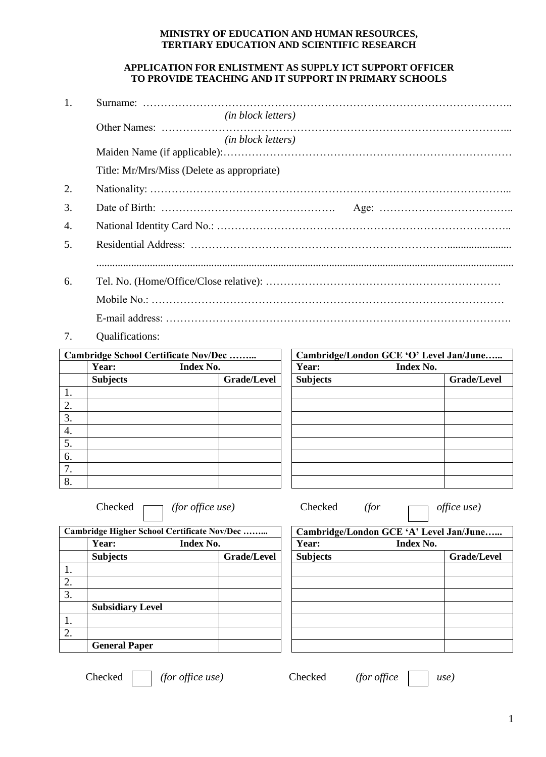**MINISTRY OF EDUCATION AND HUMAN RESOURCES,**
**TERTIARY EDUCATION AND SCIENTIFIC RESEARCH**

**APPLICATION FOR ENLISTMENT AS SUPPLY ICT SUPPORT OFFICER**
**TO PROVIDE TEACHING AND IT SUPPORT IN PRIMARY SCHOOLS**

1. Surname: …………………………………………………………………………………………..
   *(in block letters)*
   Other Names: ……………………………………………………………………………………...
   *(in block letters)*
   Maiden Name (if applicable):……………………………………………………………………
   Title: Mr/Mrs/Miss (Delete as appropriate)

2. Nationality: ………………………………………………………………………………………...

3. Date of Birth: …………………………………………. Age: ………………………………..

4. National Identity Card No.: ……………………………………………………………………..

5. Residential Address: ……………………………………………………………........................
   ..............................................................................................................................................

6. Tel. No. (Home/Office/Close relative): …………………………………………………………
   Mobile No.: ………………………………………………………………………………………
   E-mail address: ………………………………………………………………………………….

7. Qualifications:

| **Cambridge School Certificate Nov/Dec ……...** | | |
|---|---|---|
| | **Year: Index No.** | |
| | **Subjects** | **Grade/Level** |
| 1. | | |
| 2. | | |
| 3. | | |
| 4. | | |
| 5. | | |
| 6. | | |
| 7. | | |
| 8. | | |

Checked ☐ *(for office use)*

| **Cambridge/London GCE 'O' Level Jan/June…...** | |
|---|---|
| **Year: Index No.** | |
| **Subjects** | **Grade/Level** |
| | |
| | |
| | |
| | |
| | |
| | |
| | |
| | |

Checked *(for* ☐ *office use)*

| **Cambridge Higher School Certificate Nov/Dec ……...** | | |
|---|---|---|
| | **Year: Index No.** | |
| | **Subjects** | **Grade/Level** |
| 1. | | |
| 2. | | |
| 3. | | |
| | **Subsidiary Level** | |
| 1. | | |
| 2. | | |
| | **General Paper** | |

Checked ☐ *(for office use)*

| **Cambridge/London GCE 'A' Level Jan/June…...** | |
|---|---|
| **Year: Index No.** | |
| **Subjects** | **Grade/Level** |
| | |
| | |
| | |
| | |
| | |
| | |
| | |

Checked *(for office* ☐ *use)*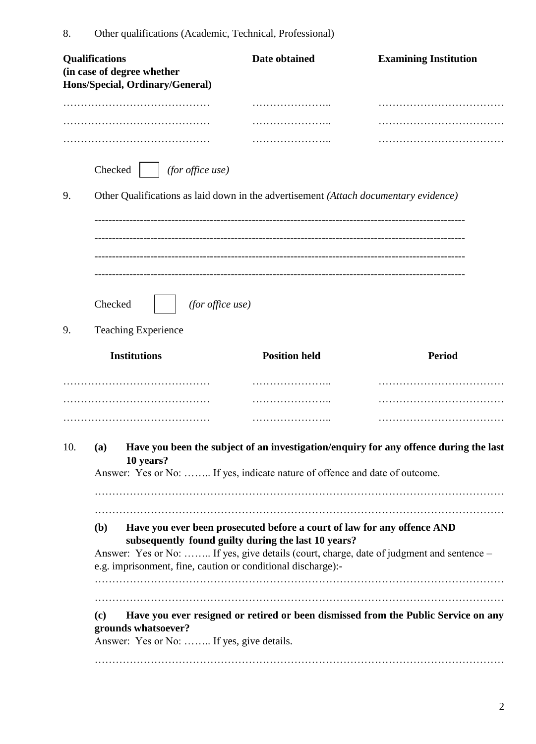8. Other qualifications (Academic, Technical, Professional)

| **Qualifications (in case of degree whether Hons/Special, Ordinary/General)** | **Date obtained** | **Examining Institution** |
|---|---|---|
| …………………………………… | ………………….. | ……………………………… |
| …………………………………… | ………………….. | ……………………………… |
| …………………………………… | ………………….. | ……………………………… |

Checked ☐ *(for office use)*

9. Other Qualifications as laid down in the advertisement *(Attach documentary evidence)*

----------------------------------------------------------------------------------------------------

----------------------------------------------------------------------------------------------------

----------------------------------------------------------------------------------------------------

----------------------------------------------------------------------------------------------------

Checked ☐ *(for office use)*

9. Teaching Experience

| **Institutions** | **Position held** | **Period** |
|---|---|---|
| …………………………………… | ………………….. | ……………………………… |
| …………………………………… | ………………….. | ……………………………… |
| …………………………………… | ………………….. | ……………………………… |

10. **(a) Have you been the subject of an investigation/enquiry for any offence during the last 10 years?**

Answer: Yes or No: …….. If yes, indicate nature of offence and date of outcome.

…………………………………………………………………………………………………

…………………………………………………………………………………………………

**(b) Have you ever been prosecuted before a court of law for any offence AND subsequently found guilty during the last 10 years?**

Answer: Yes or No: …….. If yes, give details (court, charge, date of judgment and sentence – e.g. imprisonment, fine, caution or conditional discharge):-

…………………………………………………………………………………………………

…………………………………………………………………………………………………

**(c) Have you ever resigned or retired or been dismissed from the Public Service on any grounds whatsoever?**

Answer: Yes or No: …….. If yes, give details.

…………………………………………………………………………………………………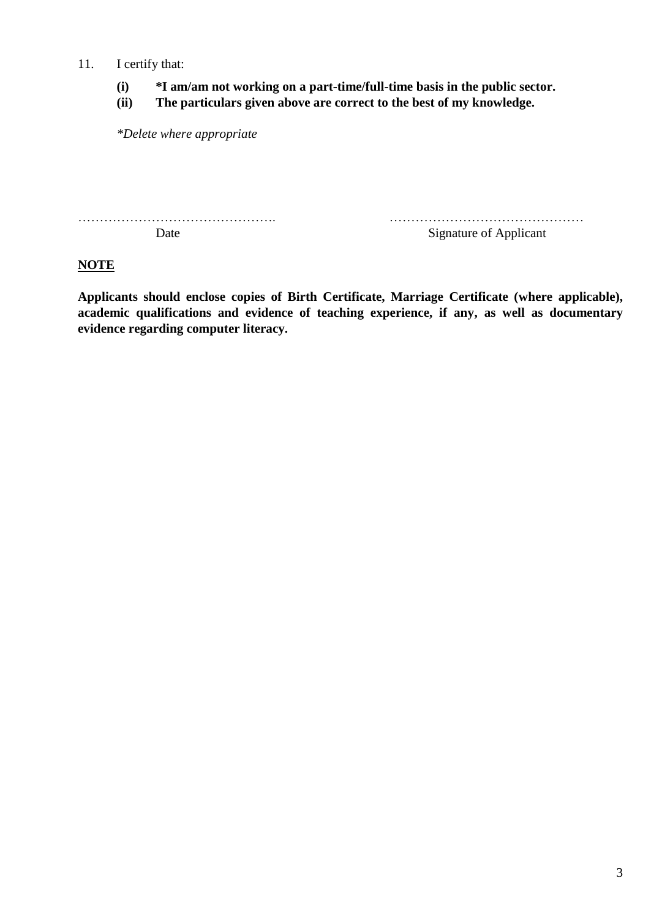11. I certify that:

   **(i) *I am/am not working on a part-time/full-time basis in the public sector.**

   **(ii) The particulars given above are correct to the best of my knowledge.**

   *\*Delete where appropriate*

………………………………………. ………………………………………

Date Signature of Applicant

**<u>NOTE</u>**

**Applicants should enclose copies of Birth Certificate, Marriage Certificate (where applicable), academic qualifications and evidence of teaching experience, if any, as well as documentary evidence regarding computer literacy.**